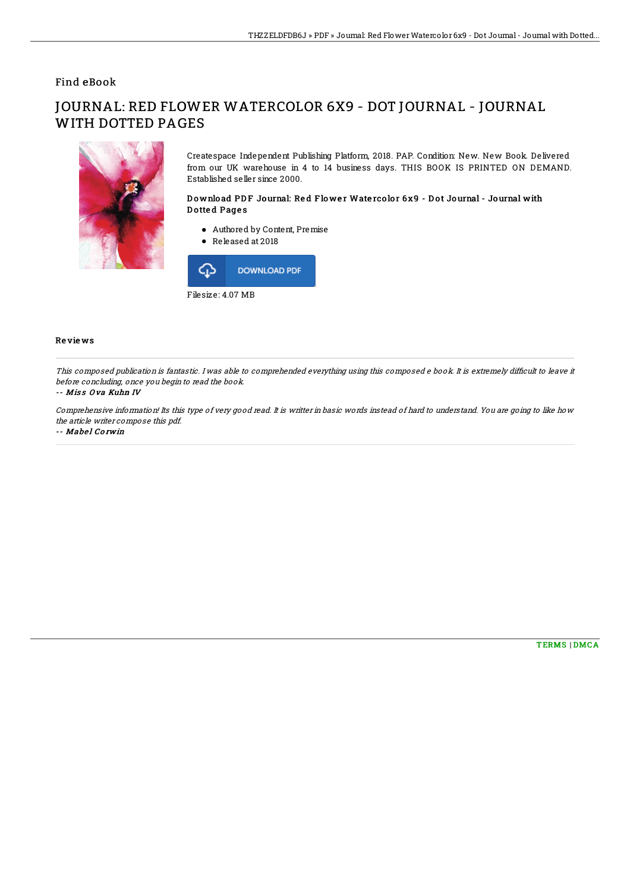Find eBook

# JOURNAL: RED FLOWER WATERCOLOR 6X9 - DOT JOURNAL - JOURNAL WITH DOTTED PAGES

Createspace Independent Publishing Platform, 2018. PAP. Condition: New. New Book. Delivered from our UK warehouse in 4 to 14 business days. THIS BOOK IS PRINTED ON DEMAND. Established seller since 2000.

### Download PDF Journal: Red Flower Watercolor 6x9 - Dot Journal - Journal with Dotted Pages

- Authored by Content, Premise
- Released at 2018

DOWNLOAD PDF

Filesize: 4.07 MB

## Reviews

*This composed publication is fantastic. I was able to comprehended everything using this composed e book. It is extremely difficult to leave it before concluding, once you begin to read the book.*

-- ***Miss Ova Kuhn IV***

*Comprehensive information! Its this type of very good read. It is writter in basic words instead of hard to understand. You are going to like how the article writer compose this pdf.*

-- ***Mabel Corwin***

TERMS | DMCA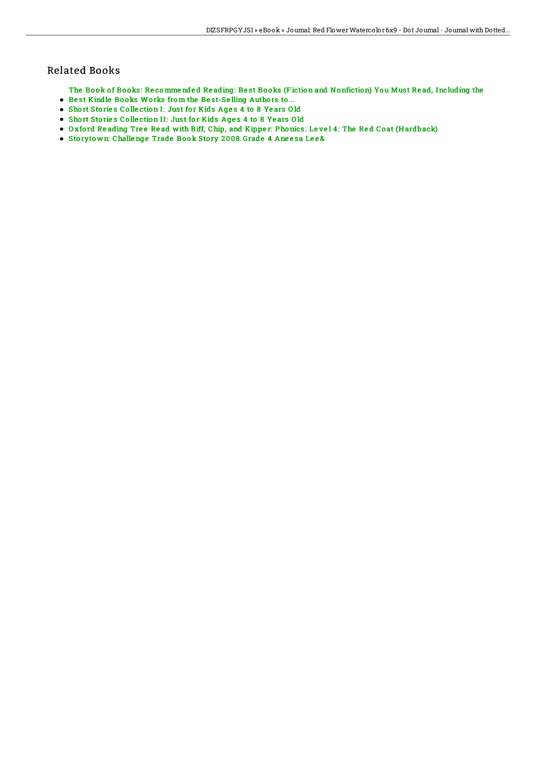## Related Books

- The Book of Books: Recommended Reading: Best Books (Fiction and Nonfiction) You Must Read, Including the Best Kindle Books Works from the Best-Selling Authors to...
- Short Stories Collection I: Just for Kids Ages 4 to 8 Years Old
- Short Stories Collection II: Just for Kids Ages 4 to 8 Years Old
- Oxford Reading Tree Read with Biff, Chip, and Kipper: Phonics: Level 4: The Red Coat (Hardback)
- Storytown: Challenge Trade Book Story 2008 Grade 4 Aneesa Lee&